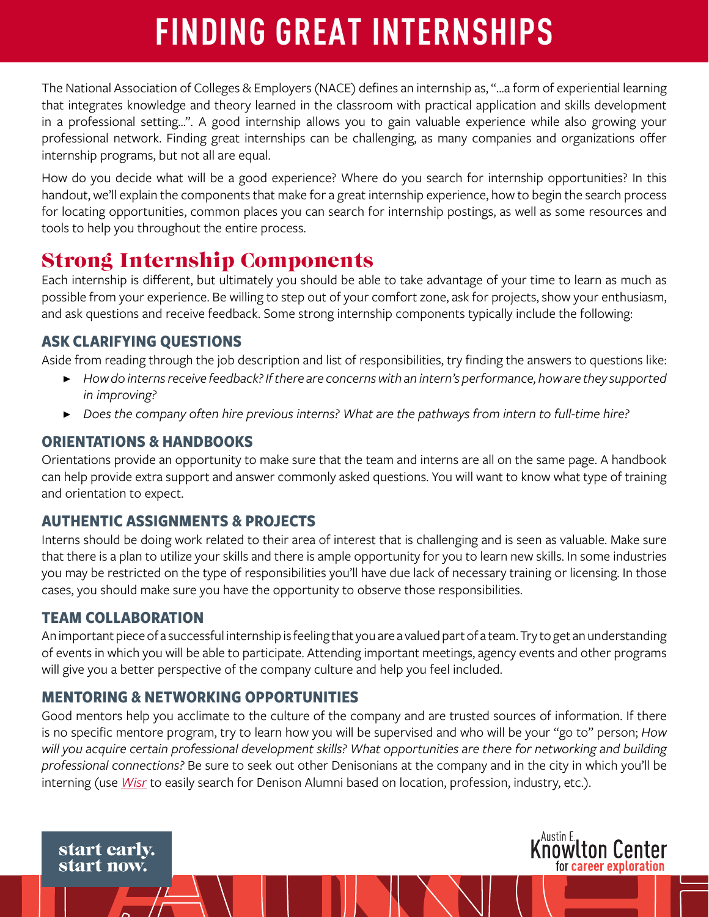# FINDING GREAT INTERNSHIPS

The National Association of Colleges & Employers (NACE) defines an internship as, "...a form of experiential learning that integrates knowledge and theory learned in the classroom with practical application and skills development in a professional setting...". A good internship allows you to gain valuable experience while also growing your professional network. Finding great internships can be challenging, as many companies and organizations offer internship programs, but not all are equal.

How do you decide what will be a good experience? Where do you search for internship opportunities? In this handout, we'll explain the components that make for a great internship experience, how to begin the search process for locating opportunities, common places you can search for internship postings, as well as some resources and tools to help you throughout the entire process.

## Strong Internship Components

Each internship is different, but ultimately you should be able to take advantage of your time to learn as much as possible from your experience. Be willing to step out of your comfort zone, ask for projects, show your enthusiasm, and ask questions and receive feedback. Some strong internship components typically include the following:

### ASK CLARIFYING QUESTIONS

Aside from reading through the job description and list of responsibilities, try finding the answers to questions like:

- *How do interns receive feedback? If there are concerns with an intern's performance, how are they supported in improving?*
- *Does the company often hire previous interns? What are the pathways from intern to full-time hire?*

### ORIENTATIONS & HANDBOOKS

Orientations provide an opportunity to make sure that the team and interns are all on the same page. A handbook can help provide extra support and answer commonly asked questions. You will want to know what type of training and orientation to expect.

### AUTHENTIC ASSIGNMENTS & PROJECTS

Interns should be doing work related to their area of interest that is challenging and is seen as valuable. Make sure that there is a plan to utilize your skills and there is ample opportunity for you to learn new skills. In some industries you may be restricted on the type of responsibilities you'll have due lack of necessary training or licensing. In those cases, you should make sure you have the opportunity to observe those responsibilities.

### TEAM COLLABORATION

An important piece of a successful internship is feeling that you are a valued part of a team. Try to get an understanding of events in which you will be able to participate. Attending important meetings, agency events and other programs will give you a better perspective of the company culture and help you feel included.

### MENTORING & NETWORKING OPPORTUNITIES

Good mentors help you acclimate to the culture of the company and are trusted sources of information. If there is no specific mentore program, try to learn how you will be supervised and who will be your "go to" person; *How will you acquire certain professional development skills? What opportunities are there for networking and building professional connections?* Be sure to seek out other Denisonians at the company and in the city in which you'll be interning (use *Wisr* to easily search for Denison Alumni based on location, profession, industry, etc.).

start early.
start now.

Austin E. Knowlton Center for career exploration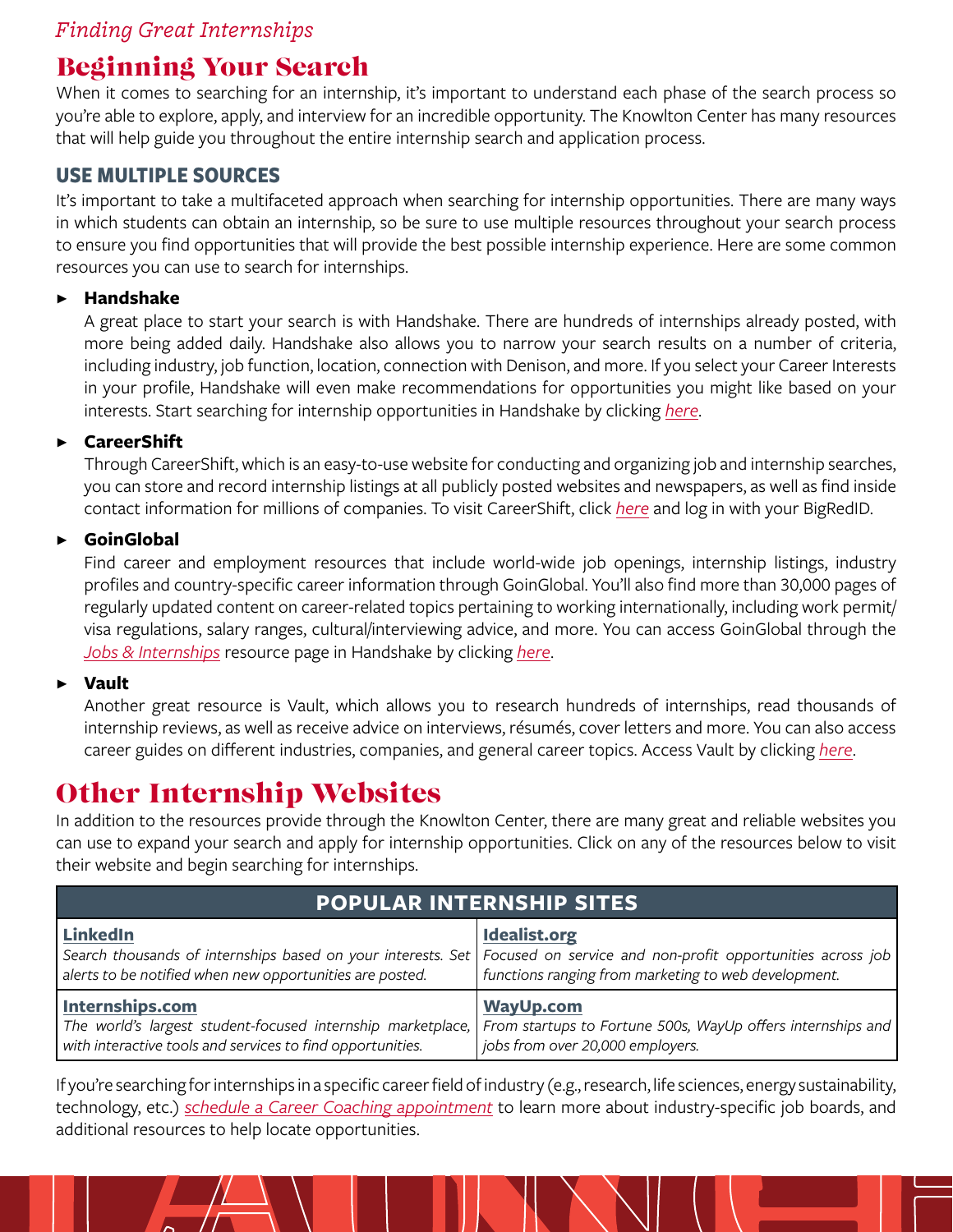*Finding Great Internships*

# Beginning Your Search

When it comes to searching for an internship, it's important to understand each phase of the search process so you're able to explore, apply, and interview for an incredible opportunity. The Knowlton Center has many resources that will help guide you throughout the entire internship search and application process.

## USE MULTIPLE SOURCES

It's important to take a multifaceted approach when searching for internship opportunities. There are many ways in which students can obtain an internship, so be sure to use multiple resources throughout your search process to ensure you find opportunities that will provide the best possible internship experience. Here are some common resources you can use to search for internships.

- **Handshake**
  A great place to start your search is with Handshake. There are hundreds of internships already posted, with more being added daily. Handshake also allows you to narrow your search results on a number of criteria, including industry, job function, location, connection with Denison, and more. If you select your Career Interests in your profile, Handshake will even make recommendations for opportunities you might like based on your interests. Start searching for internship opportunities in Handshake by clicking *here*.

- **CareerShift**
  Through CareerShift, which is an easy-to-use website for conducting and organizing job and internship searches, you can store and record internship listings at all publicly posted websites and newspapers, as well as find inside contact information for millions of companies. To visit CareerShift, click *here* and log in with your BigRedID.

- **GoinGlobal**
  Find career and employment resources that include world-wide job openings, internship listings, industry profiles and country-specific career information through GoinGlobal. You'll also find more than 30,000 pages of regularly updated content on career-related topics pertaining to working internationally, including work permit/visa regulations, salary ranges, cultural/interviewing advice, and more. You can access GoinGlobal through the *Jobs & Internships* resource page in Handshake by clicking *here*.

- **Vault**
  Another great resource is Vault, which allows you to research hundreds of internships, read thousands of internship reviews, as well as receive advice on interviews, résumés, cover letters and more. You can also access career guides on different industries, companies, and general career topics. Access Vault by clicking *here*.

# Other Internship Websites

In addition to the resources provide through the Knowlton Center, there are many great and reliable websites you can use to expand your search and apply for internship opportunities. Click on any of the resources below to visit their website and begin searching for internships.

| POPULAR INTERNSHIP SITES | |
|---|---|
| **LinkedIn**<br>*Search thousands of internships based on your interests. Set alerts to be notified when new opportunities are posted.* | **Idealist.org**<br>*Focused on service and non-profit opportunities across job functions ranging from marketing to web development.* |
| **Internships.com**<br>*The world's largest student-focused internship marketplace, with interactive tools and services to find opportunities.* | **WayUp.com**<br>*From startups to Fortune 500s, WayUp offers internships and jobs from over 20,000 employers.* |

If you're searching for internships in a specific career field of industry (e.g., research, life sciences, energy sustainability, technology, etc.) *schedule a Career Coaching appointment* to learn more about industry-specific job boards, and additional resources to help locate opportunities.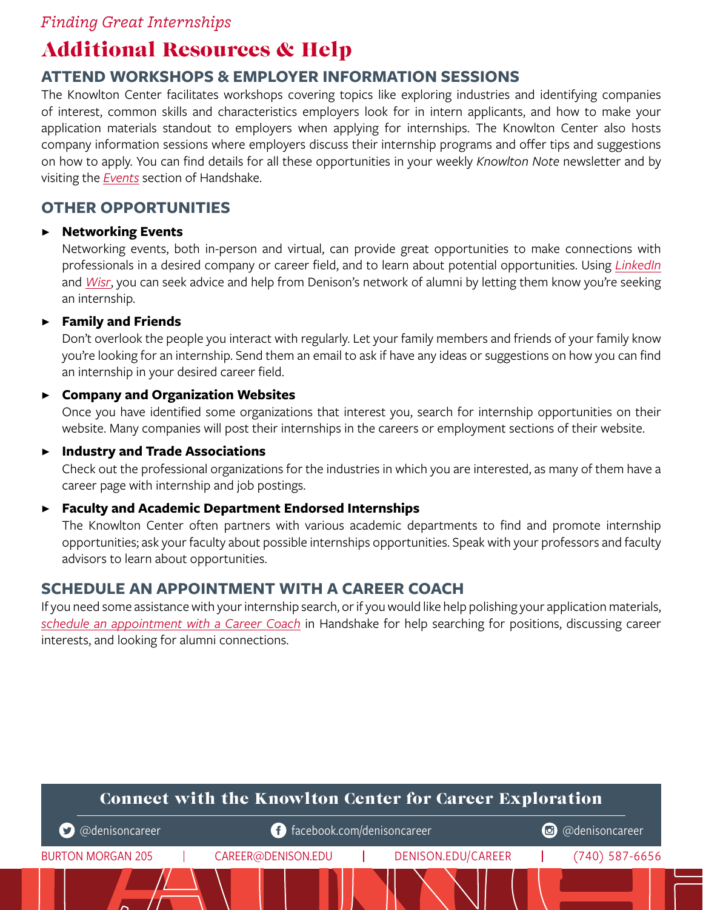*Finding Great Internships*

# Additional Resources & Help

## ATTEND WORKSHOPS & EMPLOYER INFORMATION SESSIONS

The Knowlton Center facilitates workshops covering topics like exploring industries and identifying companies of interest, common skills and characteristics employers look for in intern applicants, and how to make your application materials standout to employers when applying for internships. The Knowlton Center also hosts company information sessions where employers discuss their internship programs and offer tips and suggestions on how to apply. You can find details for all these opportunities in your weekly *Knowlton Note* newsletter and by visiting the *Events* section of Handshake.

## OTHER OPPORTUNITIES

- **Networking Events**
  Networking events, both in-person and virtual, can provide great opportunities to make connections with professionals in a desired company or career field, and to learn about potential opportunities. Using *LinkedIn* and *Wisr*, you can seek advice and help from Denison's network of alumni by letting them know you're seeking an internship.
- **Family and Friends**
  Don't overlook the people you interact with regularly. Let your family members and friends of your family know you're looking for an internship. Send them an email to ask if have any ideas or suggestions on how you can find an internship in your desired career field.
- **Company and Organization Websites**
  Once you have identified some organizations that interest you, search for internship opportunities on their website. Many companies will post their internships in the careers or employment sections of their website.
- **Industry and Trade Associations**
  Check out the professional organizations for the industries in which you are interested, as many of them have a career page with internship and job postings.
- **Faculty and Academic Department Endorsed Internships**
  The Knowlton Center often partners with various academic departments to find and promote internship opportunities; ask your faculty about possible internships opportunities. Speak with your professors and faculty advisors to learn about opportunities.

## SCHEDULE AN APPOINTMENT WITH A CAREER COACH

If you need some assistance with your internship search, or if you would like help polishing your application materials, *schedule an appointment with a Career Coach* in Handshake for help searching for positions, discussing career interests, and looking for alumni connections.

**Connect with the Knowlton Center for Career Exploration**

@denisoncareer | facebook.com/denisoncareer | @denisoncareer

BURTON MORGAN 205 | CAREER@DENISON.EDU | DENISON.EDU/CAREER | (740) 587-6656